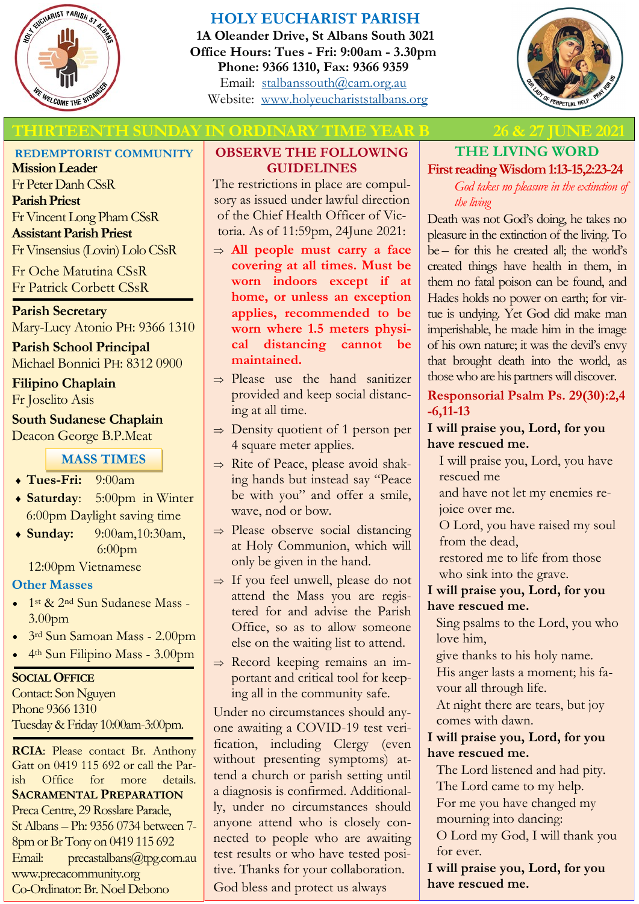# HOLY EUCHARIST PARISH

**1A Oleander Drive, St Albans South 3021**
**Office Hours: Tues - Fri: 9:00am - 3.30pm**
**Phone: 9366 1310, Fax: 9366 9359**
Email: stalbanssouth@cam.org.au
Website: www.holyeuchariststalbans.org

## THIRTEENTH SUNDAY IN ORDINARY TIME YEAR B — 26 & 27 JUNE 2021

### REDEMPTORIST COMMUNITY

**Mission Leader**
Fr Peter Danh CSsR
**Parish Priest**
Fr Vincent Long Pham CSsR
**Assistant Parish Priest**
Fr Vinsensius (Lovin) Lolo CSsR
Fr Oche Matutina CSsR
Fr Patrick Corbett CSsR

**Parish Secretary**
Mary-Lucy Atonio PH: 9366 1310

**Parish School Principal**
Michael Bonnici PH: 8312 0900

**Filipino Chaplain**
Fr Joselito Asis

**South Sudanese Chaplain**
Deacon George B.P.Meat

### MASS TIMES

- **Tues-Fri:** 9:00am
- **Saturday**: 5:00pm in Winter, 6:00pm Daylight saving time
- **Sunday:** 9:00am, 10:30am, 6:00pm
  12:00pm Vietnamese

### Other Masses

- 1st & 2nd Sun Sudanese Mass - 3.00pm
- 3rd Sun Samoan Mass - 2.00pm
- 4th Sun Filipino Mass - 3.00pm

**SOCIAL OFFICE**
Contact: Son Nguyen
Phone 9366 1310
Tuesday & Friday 10:00am-3:00pm.

**RCIA**: Please contact Br. Anthony Gatt on 0419 115 692 or call the Parish Office for more details.

**SACRAMENTAL PREPARATION**
Preca Centre, 29 Rosslare Parade, St Albans – Ph: 9356 0734 between 7-8pm or Br Tony on 0419 115 692
Email: precastalbans@tpg.com.au
www.precacommunity.org
Co-Ordinator: Br. Noel Debono

### OBSERVE THE FOLLOWING GUIDELINES

The restrictions in place are compulsory as issued under lawful direction of the Chief Health Officer of Victoria. As of 11:59pm, 24June 2021:

- **All people must carry a face covering at all times. Must be worn indoors except if at home, or unless an exception applies, recommended to be worn where 1.5 meters physical distancing cannot be maintained.**
- Please use the hand sanitizer provided and keep social distancing at all time.
- Density quotient of 1 person per 4 square meter applies.
- Rite of Peace, please avoid shaking hands but instead say "Peace be with you" and offer a smile, wave, nod or bow.
- Please observe social distancing at Holy Communion, which will only be given in the hand.
- If you feel unwell, please do not attend the Mass you are registered for and advise the Parish Office, so as to allow someone else on the waiting list to attend.
- Record keeping remains an important and critical tool for keeping all in the community safe.

Under no circumstances should anyone awaiting a COVID-19 test verification, including Clergy (even without presenting symptoms) attend a church or parish setting until a diagnosis is confirmed. Additionally, under no circumstances should anyone attend who is closely connected to people who are awaiting test results or who have tested positive. Thanks for your collaboration.

God bless and protect us always

### THE LIVING WORD

**First reading Wisdom 1:13-15,2:23-24**

*God takes no pleasure in the extinction of the living*

Death was not God's doing, he takes no pleasure in the extinction of the living. To be – for this he created all; the world's created things have health in them, in them no fatal poison can be found, and Hades holds no power on earth; for virtue is undying. Yet God did make man imperishable, he made him in the image of his own nature; it was the devil's envy that brought death into the world, as those who are his partners will discover.

**Responsorial Psalm Ps. 29(30):2,4-6,11-13**

**I will praise you, Lord, for you have rescued me.**

I will praise you, Lord, you have rescued me
and have not let my enemies rejoice over me.
O Lord, you have raised my soul from the dead,
restored me to life from those who sink into the grave.

**I will praise you, Lord, for you have rescued me.**

Sing psalms to the Lord, you who love him,
give thanks to his holy name.
His anger lasts a moment; his favour all through life.
At night there are tears, but joy comes with dawn.

**I will praise you, Lord, for you have rescued me.**

The Lord listened and had pity.
The Lord came to my help.
For me you have changed my mourning into dancing:
O Lord my God, I will thank you for ever.

**I will praise you, Lord, for you have rescued me.**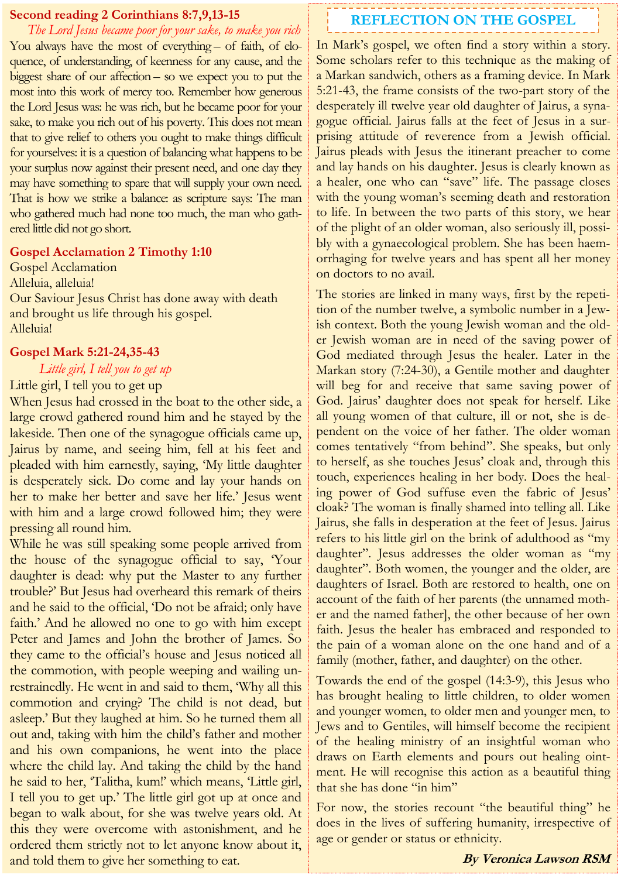### Second reading 2 Corinthians 8:7,9,13-15

*The Lord Jesus became poor for your sake, to make you rich*

You always have the most of everything – of faith, of eloquence, of understanding, of keenness for any cause, and the biggest share of our affection – so we expect you to put the most into this work of mercy too. Remember how generous the Lord Jesus was: he was rich, but he became poor for your sake, to make you rich out of his poverty. This does not mean that to give relief to others you ought to make things difficult for yourselves: it is a question of balancing what happens to be your surplus now against their present need, and one day they may have something to spare that will supply your own need. That is how we strike a balance: as scripture says: The man who gathered much had none too much, the man who gathered little did not go short.

### Gospel Acclamation 2 Timothy 1:10

Gospel Acclamation
Alleluia, alleluia!
Our Saviour Jesus Christ has done away with death
and brought us life through his gospel.
Alleluia!

### Gospel Mark 5:21-24,35-43

*Little girl, I tell you to get up*

Little girl, I tell you to get up

When Jesus had crossed in the boat to the other side, a large crowd gathered round him and he stayed by the lakeside. Then one of the synagogue officials came up, Jairus by name, and seeing him, fell at his feet and pleaded with him earnestly, saying, 'My little daughter is desperately sick. Do come and lay your hands on her to make her better and save her life.' Jesus went with him and a large crowd followed him; they were pressing all round him.

While he was still speaking some people arrived from the house of the synagogue official to say, 'Your daughter is dead: why put the Master to any further trouble?' But Jesus had overheard this remark of theirs and he said to the official, 'Do not be afraid; only have faith.' And he allowed no one to go with him except Peter and James and John the brother of James. So they came to the official's house and Jesus noticed all the commotion, with people weeping and wailing unrestrainedly. He went in and said to them, 'Why all this commotion and crying? The child is not dead, but asleep.' But they laughed at him. So he turned them all out and, taking with him the child's father and mother and his own companions, he went into the place where the child lay. And taking the child by the hand he said to her, 'Talitha, kum!' which means, 'Little girl, I tell you to get up.' The little girl got up at once and began to walk about, for she was twelve years old. At this they were overcome with astonishment, and he ordered them strictly not to let anyone know about it, and told them to give her something to eat.

## REFLECTION ON THE GOSPEL

In Mark's gospel, we often find a story within a story. Some scholars refer to this technique as the making of a Markan sandwich, others as a framing device. In Mark 5:21-43, the frame consists of the two-part story of the desperately ill twelve year old daughter of Jairus, a synagogue official. Jairus falls at the feet of Jesus in a surprising attitude of reverence from a Jewish official. Jairus pleads with Jesus the itinerant preacher to come and lay hands on his daughter. Jesus is clearly known as a healer, one who can "save" life. The passage closes with the young woman's seeming death and restoration to life. In between the two parts of this story, we hear of the plight of an older woman, also seriously ill, possibly with a gynaecological problem. She has been haemorrhaging for twelve years and has spent all her money on doctors to no avail.

The stories are linked in many ways, first by the repetition of the number twelve, a symbolic number in a Jewish context. Both the young Jewish woman and the older Jewish woman are in need of the saving power of God mediated through Jesus the healer. Later in the Markan story (7:24-30), a Gentile mother and daughter will beg for and receive that same saving power of God. Jairus' daughter does not speak for herself. Like all young women of that culture, ill or not, she is dependent on the voice of her father. The older woman comes tentatively "from behind". She speaks, but only to herself, as she touches Jesus' cloak and, through this touch, experiences healing in her body. Does the healing power of God suffuse even the fabric of Jesus' cloak? The woman is finally shamed into telling all. Like Jairus, she falls in desperation at the feet of Jesus. Jairus refers to his little girl on the brink of adulthood as "my daughter". Jesus addresses the older woman as "my daughter". Both women, the younger and the older, are daughters of Israel. Both are restored to health, one on account of the faith of her parents (the unnamed mother and the named father], the other because of her own faith. Jesus the healer has embraced and responded to the pain of a woman alone on the one hand and of a family (mother, father, and daughter) on the other.

Towards the end of the gospel (14:3-9), this Jesus who has brought healing to little children, to older women and younger women, to older men and younger men, to Jews and to Gentiles, will himself become the recipient of the healing ministry of an insightful woman who draws on Earth elements and pours out healing ointment. He will recognise this action as a beautiful thing that she has done "in him"

For now, the stories recount "the beautiful thing" he does in the lives of suffering humanity, irrespective of age or gender or status or ethnicity.

***By Veronica Lawson RSM***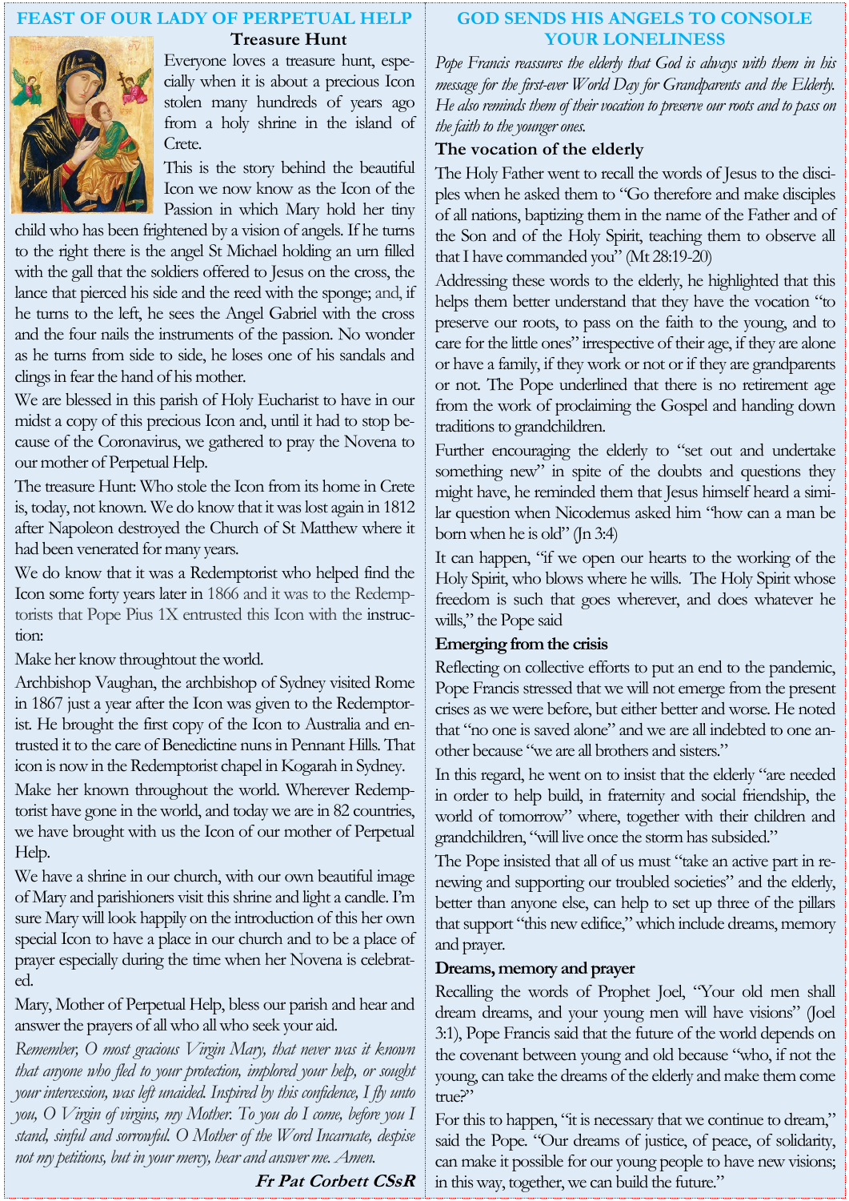## FEAST OF OUR LADY OF PERPETUAL HELP

### Treasure Hunt

Everyone loves a treasure hunt, especially when it is about a precious Icon stolen many hundreds of years ago from a holy shrine in the island of Crete.

This is the story behind the beautiful Icon we now know as the Icon of the Passion in which Mary hold her tiny child who has been frightened by a vision of angels. If he turns to the right there is the angel St Michael holding an urn filled with the gall that the soldiers offered to Jesus on the cross, the lance that pierced his side and the reed with the sponge; and, if he turns to the left, he sees the Angel Gabriel with the cross and the four nails the instruments of the passion. No wonder as he turns from side to side, he loses one of his sandals and clings in fear the hand of his mother.

We are blessed in this parish of Holy Eucharist to have in our midst a copy of this precious Icon and, until it had to stop because of the Coronavirus, we gathered to pray the Novena to our mother of Perpetual Help.

The treasure Hunt: Who stole the Icon from its home in Crete is, today, not known. We do know that it was lost again in 1812 after Napoleon destroyed the Church of St Matthew where it had been venerated for many years.

We do know that it was a Redemptorist who helped find the Icon some forty years later in 1866 and it was to the Redemptorists that Pope Pius 1X entrusted this Icon with the instruction:

Make her know throughtout the world.

Archbishop Vaughan, the archbishop of Sydney visited Rome in 1867 just a year after the Icon was given to the Redemptorist. He brought the first copy of the Icon to Australia and entrusted it to the care of Benedictine nuns in Pennant Hills. That icon is now in the Redemptorist chapel in Kogarah in Sydney.

Make her known throughout the world. Wherever Redemptorist have gone in the world, and today we are in 82 countries, we have brought with us the Icon of our mother of Perpetual Help.

We have a shrine in our church, with our own beautiful image of Mary and parishioners visit this shrine and light a candle. I'm sure Mary will look happily on the introduction of this her own special Icon to have a place in our church and to be a place of prayer especially during the time when her Novena is celebrated.

Mary, Mother of Perpetual Help, bless our parish and hear and answer the prayers of all who all who seek your aid.

*Remember, O most gracious Virgin Mary, that never was it known that anyone who fled to your protection, implored your help, or sought your intercession, was left unaided. Inspired by this confidence, I fly unto you, O Virgin of virgins, my Mother. To you do I come, before you I stand, sinful and sorrowful. O Mother of the Word Incarnate, despise not my petitions, but in your mercy, hear and answer me. Amen.*

***Fr Pat Corbett CSsR***

## GOD SENDS HIS ANGELS TO CONSOLE YOUR LONELINESS

*Pope Francis reassures the elderly that God is always with them in his message for the first-ever World Day for Grandparents and the Elderly. He also reminds them of their vocation to preserve our roots and to pass on the faith to the younger ones.*

### The vocation of the elderly

The Holy Father went to recall the words of Jesus to the disciples when he asked them to "Go therefore and make disciples of all nations, baptizing them in the name of the Father and of the Son and of the Holy Spirit, teaching them to observe all that I have commanded you" (Mt 28:19-20)

Addressing these words to the elderly, he highlighted that this helps them better understand that they have the vocation "to preserve our roots, to pass on the faith to the young, and to care for the little ones" irrespective of their age, if they are alone or have a family, if they work or not or if they are grandparents or not. The Pope underlined that there is no retirement age from the work of proclaiming the Gospel and handing down traditions to grandchildren.

Further encouraging the elderly to "set out and undertake something new" in spite of the doubts and questions they might have, he reminded them that Jesus himself heard a similar question when Nicodemus asked him "how can a man be born when he is old" (Jn 3:4)

It can happen, "if we open our hearts to the working of the Holy Spirit, who blows where he wills. The Holy Spirit whose freedom is such that goes wherever, and does whatever he wills," the Pope said

### Emerging from the crisis

Reflecting on collective efforts to put an end to the pandemic, Pope Francis stressed that we will not emerge from the present crises as we were before, but either better and worse. He noted that "no one is saved alone" and we are all indebted to one another because "we are all brothers and sisters."

In this regard, he went on to insist that the elderly "are needed in order to help build, in fraternity and social friendship, the world of tomorrow" where, together with their children and grandchildren, "will live once the storm has subsided."

The Pope insisted that all of us must "take an active part in renewing and supporting our troubled societies" and the elderly, better than anyone else, can help to set up three of the pillars that support "this new edifice," which include dreams, memory and prayer.

### Dreams, memory and prayer

Recalling the words of Prophet Joel, "Your old men shall dream dreams, and your young men will have visions" (Joel 3:1), Pope Francis said that the future of the world depends on the covenant between young and old because "who, if not the young, can take the dreams of the elderly and make them come true?"

For this to happen, "it is necessary that we continue to dream," said the Pope. "Our dreams of justice, of peace, of solidarity, can make it possible for our young people to have new visions; in this way, together, we can build the future."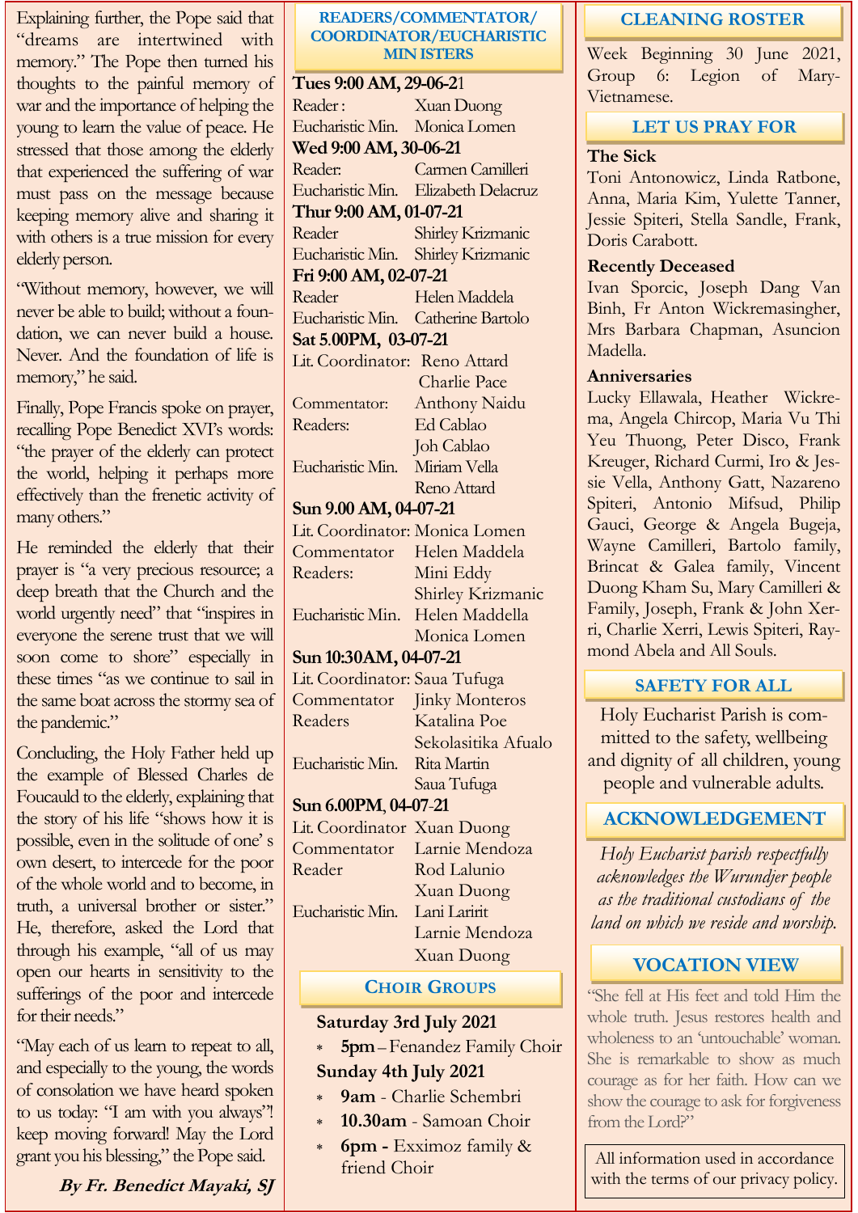Explaining further, the Pope said that "dreams are intertwined with memory." The Pope then turned his thoughts to the painful memory of war and the importance of helping the young to learn the value of peace. He stressed that those among the elderly that experienced the suffering of war must pass on the message because keeping memory alive and sharing it with others is a true mission for every elderly person.

"Without memory, however, we will never be able to build; without a foundation, we can never build a house. Never. And the foundation of life is memory," he said.

Finally, Pope Francis spoke on prayer, recalling Pope Benedict XVI's words: "the prayer of the elderly can protect the world, helping it perhaps more effectively than the frenetic activity of many others."

He reminded the elderly that their prayer is "a very precious resource; a deep breath that the Church and the world urgently need" that "inspires in everyone the serene trust that we will soon come to shore" especially in these times "as we continue to sail in the same boat across the stormy sea of the pandemic."

Concluding, the Holy Father held up the example of Blessed Charles de Foucauld to the elderly, explaining that the story of his life "shows how it is possible, even in the solitude of one' s own desert, to intercede for the poor of the whole world and to become, in truth, a universal brother or sister." He, therefore, asked the Lord that through his example, "all of us may open our hearts in sensitivity to the sufferings of the poor and intercede for their needs."

"May each of us learn to repeat to all, and especially to the young, the words of consolation we have heard spoken to us today: "I am with you always"! keep moving forward! May the Lord grant you his blessing," the Pope said.

***By Fr. Benedict Mayaki, SJ***

## READERS/COMMENTATOR/ COORDINATOR/EUCHARISTIC MIN ISTERS

**Tues 9:00 AM, 29-06-21**
Reader : Xuan Duong
Eucharistic Min. Monica Lomen

**Wed 9:00 AM, 30-06-21**
Reader: Carmen Camilleri
Eucharistic Min. Elizabeth Delacruz

**Thur 9:00 AM, 01-07-21**
Reader Shirley Krizmanic
Eucharistic Min. Shirley Krizmanic

**Fri 9:00 AM, 02-07-21**
Reader Helen Maddela
Eucharistic Min. Catherine Bartolo

**Sat 5.00PM, 03-07-21**
Lit. Coordinator: Reno Attard, Charlie Pace
Commentator: Anthony Naidu
Readers: Ed Cablao, Joh Cablao
Eucharistic Min. Miriam Vella, Reno Attard

**Sun 9.00 AM, 04-07-21**
Lit. Coordinator: Monica Lomen
Commentator Helen Maddela
Readers: Mini Eddy, Shirley Krizmanic
Eucharistic Min. Helen Maddella, Monica Lomen

**Sun 10:30AM, 04-07-21**
Lit. Coordinator: Saua Tufuga
Commentator Jinky Monteros
Readers Katalina Poe, Sekolasitika Afualo
Eucharistic Min. Rita Martin, Saua Tufuga

**Sun 6.00PM, 04-07-21**
Lit. Coordinator Xuan Duong
Commentator Larnie Mendoza
Reader Rod Lalunio, Xuan Duong
Eucharistic Min. Lani Laririt, Larnie Mendoza, Xuan Duong

## Choir Groups

**Saturday 3rd July 2021**
- **5pm** – Fenandez Family Choir

**Sunday 4th July 2021**
- **9am** - Charlie Schembri
- **10.30am** - Samoan Choir
- **6pm -** Exximoz family & friend Choir

## CLEANING ROSTER

Week Beginning 30 June 2021, Group 6: Legion of Mary-Vietnamese.

## LET US PRAY FOR

**The Sick**
Toni Antonowicz, Linda Ratbone, Anna, Maria Kim, Yulette Tanner, Jessie Spiteri, Stella Sandle, Frank, Doris Carabott.

**Recently Deceased**
Ivan Sporcic, Joseph Dang Van Binh, Fr Anton Wickremasingher, Mrs Barbara Chapman, Asuncion Madella.

**Anniversaries**
Lucky Ellawala, Heather Wickrema, Angela Chircop, Maria Vu Thi Yeu Thuong, Peter Disco, Frank Kreuger, Richard Curmi, Iro & Jessie Vella, Anthony Gatt, Nazareno Spiteri, Antonio Mifsud, Philip Gauci, George & Angela Bugeja, Wayne Camilleri, Bartolo family, Brincat & Galea family, Vincent Duong Kham Su, Mary Camilleri & Family, Joseph, Frank & John Xerri, Charlie Xerri, Lewis Spiteri, Raymond Abela and All Souls.

## SAFETY FOR ALL

Holy Eucharist Parish is committed to the safety, wellbeing and dignity of all children, young people and vulnerable adults.

## ACKNOWLEDGEMENT

*Holy Eucharist parish respectfully acknowledges the Wurundjer people as the traditional custodians of the land on which we reside and worship.*

## VOCATION VIEW

"She fell at His feet and told Him the whole truth. Jesus restores health and wholeness to an 'untouchable' woman. She is remarkable to show as much courage as for her faith. How can we show the courage to ask for forgiveness from the Lord?"

All information used in accordance with the terms of our privacy policy.